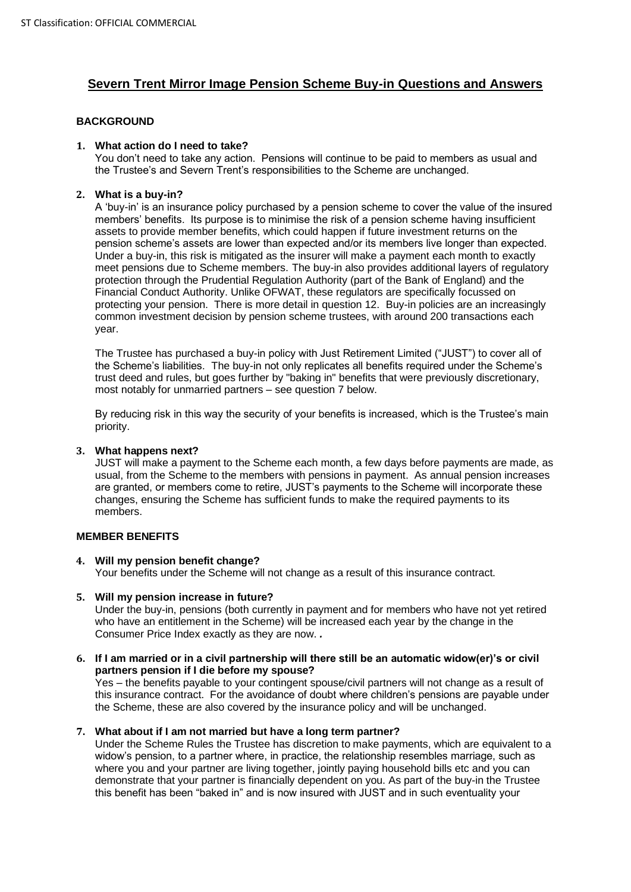# Severn Trent Mirror Image Pension Scheme Buy-in Questions and Answers

## BACKGROUND

**1. What action do I need to take?**

You don't need to take any action. Pensions will continue to be paid to members as usual and the Trustee's and Severn Trent's responsibilities to the Scheme are unchanged.

**2. What is a buy-in?**

A 'buy-in' is an insurance policy purchased by a pension scheme to cover the value of the insured members' benefits. Its purpose is to minimise the risk of a pension scheme having insufficient assets to provide member benefits, which could happen if future investment returns on the pension scheme's assets are lower than expected and/or its members live longer than expected. Under a buy-in, this risk is mitigated as the insurer will make a payment each month to exactly meet pensions due to Scheme members. The buy-in also provides additional layers of regulatory protection through the Prudential Regulation Authority (part of the Bank of England) and the Financial Conduct Authority. Unlike OFWAT, these regulators are specifically focussed on protecting your pension. There is more detail in question 12. Buy-in policies are an increasingly common investment decision by pension scheme trustees, with around 200 transactions each year.

The Trustee has purchased a buy-in policy with Just Retirement Limited ("JUST") to cover all of the Scheme's liabilities. The buy-in not only replicates all benefits required under the Scheme's trust deed and rules, but goes further by "baking in" benefits that were previously discretionary, most notably for unmarried partners – see question 7 below.

By reducing risk in this way the security of your benefits is increased, which is the Trustee's main priority.

**3. What happens next?**

JUST will make a payment to the Scheme each month, a few days before payments are made, as usual, from the Scheme to the members with pensions in payment. As annual pension increases are granted, or members come to retire, JUST's payments to the Scheme will incorporate these changes, ensuring the Scheme has sufficient funds to make the required payments to its members.

## MEMBER BENEFITS

**4. Will my pension benefit change?**

Your benefits under the Scheme will not change as a result of this insurance contract.

**5. Will my pension increase in future?**

Under the buy-in, pensions (both currently in payment and for members who have not yet retired who have an entitlement in the Scheme) will be increased each year by the change in the Consumer Price Index exactly as they are now. *.*

**6. If I am married or in a civil partnership will there still be an automatic widow(er)'s or civil partners pension if I die before my spouse?**

Yes – the benefits payable to your contingent spouse/civil partners will not change as a result of this insurance contract. For the avoidance of doubt where children's pensions are payable under the Scheme, these are also covered by the insurance policy and will be unchanged.

**7. What about if I am not married but have a long term partner?**

Under the Scheme Rules the Trustee has discretion to make payments, which are equivalent to a widow's pension, to a partner where, in practice, the relationship resembles marriage, such as where you and your partner are living together, jointly paying household bills etc and you can demonstrate that your partner is financially dependent on you. As part of the buy-in the Trustee this benefit has been "baked in" and is now insured with JUST and in such eventuality your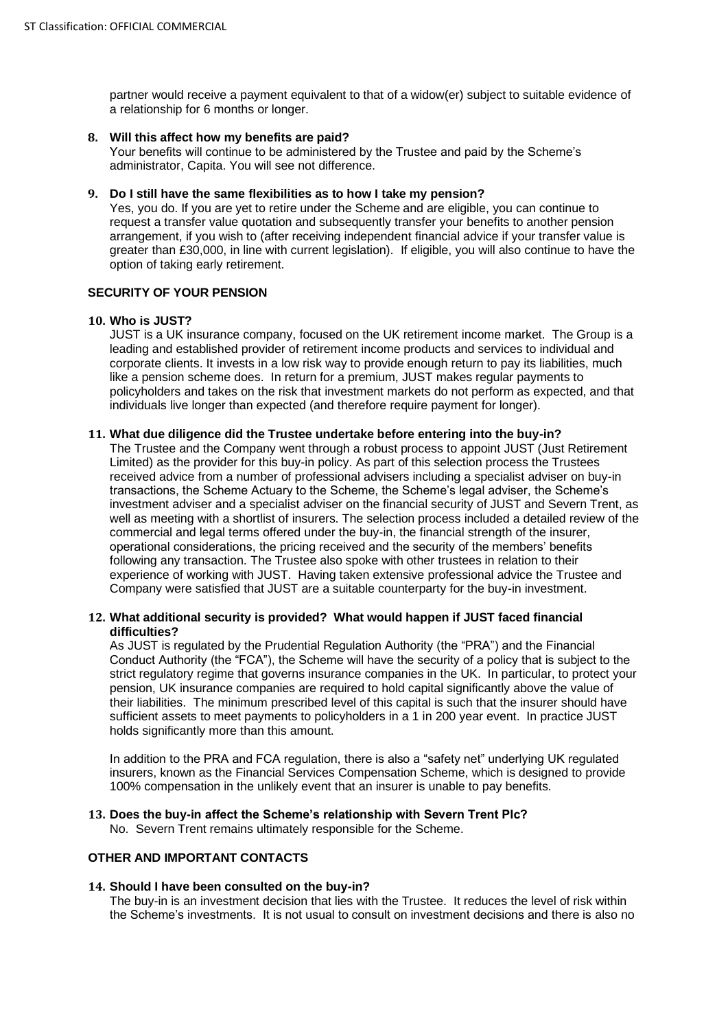partner would receive a payment equivalent to that of a widow(er) subject to suitable evidence of a relationship for 6 months or longer.

**8. Will this affect how my benefits are paid?**

Your benefits will continue to be administered by the Trustee and paid by the Scheme's administrator, Capita. You will see not difference.

**9. Do I still have the same flexibilities as to how I take my pension?**

Yes, you do. If you are yet to retire under the Scheme and are eligible, you can continue to request a transfer value quotation and subsequently transfer your benefits to another pension arrangement, if you wish to (after receiving independent financial advice if your transfer value is greater than £30,000, in line with current legislation). If eligible, you will also continue to have the option of taking early retirement.

## SECURITY OF YOUR PENSION

**10. Who is JUST?**

JUST is a UK insurance company, focused on the UK retirement income market. The Group is a leading and established provider of retirement income products and services to individual and corporate clients. It invests in a low risk way to provide enough return to pay its liabilities, much like a pension scheme does. In return for a premium, JUST makes regular payments to policyholders and takes on the risk that investment markets do not perform as expected, and that individuals live longer than expected (and therefore require payment for longer).

**11. What due diligence did the Trustee undertake before entering into the buy-in?**

The Trustee and the Company went through a robust process to appoint JUST (Just Retirement Limited) as the provider for this buy-in policy. As part of this selection process the Trustees received advice from a number of professional advisers including a specialist adviser on buy-in transactions, the Scheme Actuary to the Scheme, the Scheme's legal adviser, the Scheme's investment adviser and a specialist adviser on the financial security of JUST and Severn Trent, as well as meeting with a shortlist of insurers. The selection process included a detailed review of the commercial and legal terms offered under the buy-in, the financial strength of the insurer, operational considerations, the pricing received and the security of the members' benefits following any transaction. The Trustee also spoke with other trustees in relation to their experience of working with JUST. Having taken extensive professional advice the Trustee and Company were satisfied that JUST are a suitable counterparty for the buy-in investment.

**12. What additional security is provided? What would happen if JUST faced financial difficulties?**

As JUST is regulated by the Prudential Regulation Authority (the "PRA") and the Financial Conduct Authority (the "FCA"), the Scheme will have the security of a policy that is subject to the strict regulatory regime that governs insurance companies in the UK. In particular, to protect your pension, UK insurance companies are required to hold capital significantly above the value of their liabilities. The minimum prescribed level of this capital is such that the insurer should have sufficient assets to meet payments to policyholders in a 1 in 200 year event. In practice JUST holds significantly more than this amount.

In addition to the PRA and FCA regulation, there is also a "safety net" underlying UK regulated insurers, known as the Financial Services Compensation Scheme, which is designed to provide 100% compensation in the unlikely event that an insurer is unable to pay benefits.

**13. Does the buy-in affect the Scheme's relationship with Severn Trent Plc?**

No. Severn Trent remains ultimately responsible for the Scheme.

## OTHER AND IMPORTANT CONTACTS

**14. Should I have been consulted on the buy-in?**

The buy-in is an investment decision that lies with the Trustee. It reduces the level of risk within the Scheme's investments. It is not usual to consult on investment decisions and there is also no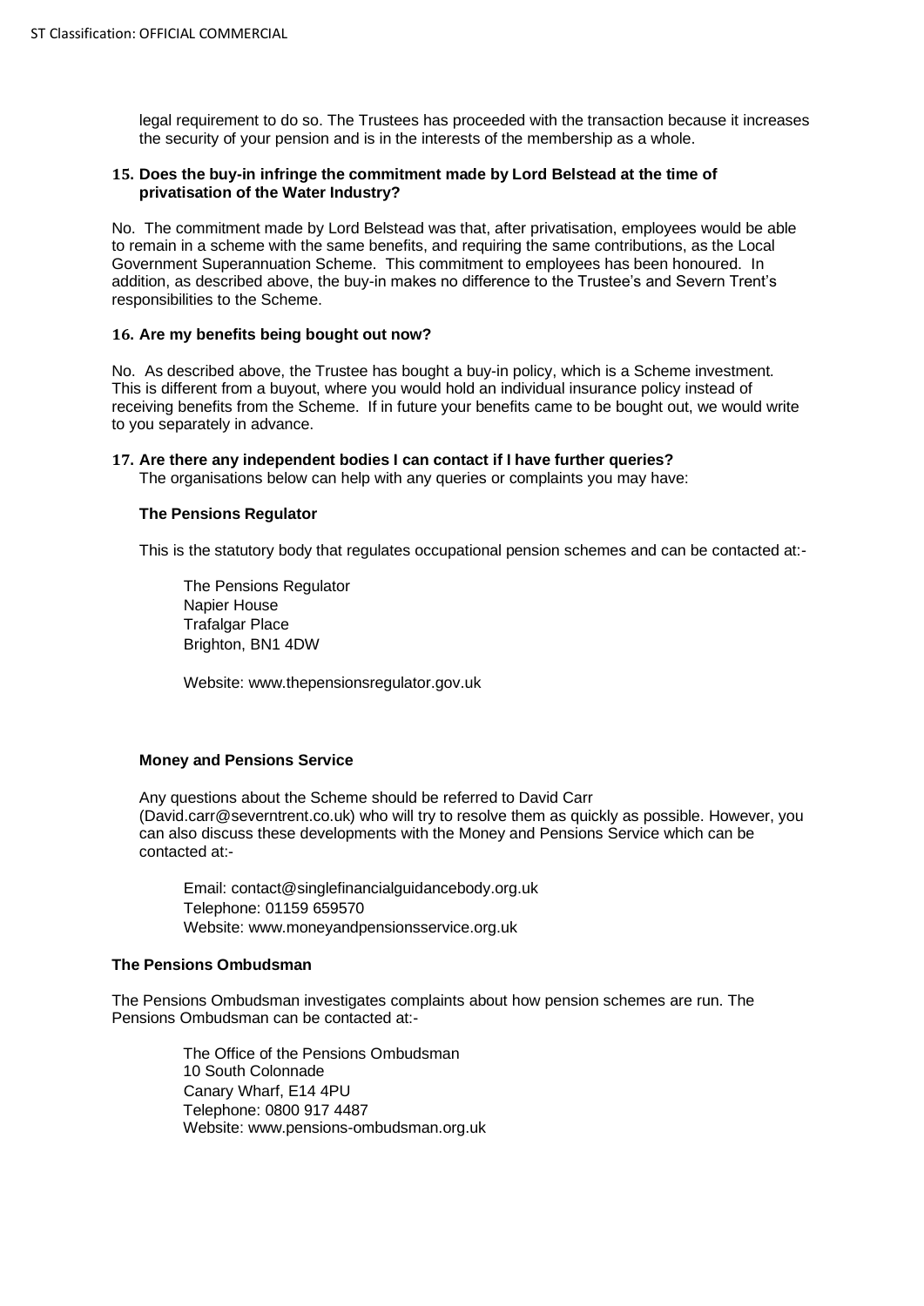legal requirement to do so. The Trustees has proceeded with the transaction because it increases the security of your pension and is in the interests of the membership as a whole.

**15. Does the buy-in infringe the commitment made by Lord Belstead at the time of privatisation of the Water Industry?**

No. The commitment made by Lord Belstead was that, after privatisation, employees would be able to remain in a scheme with the same benefits, and requiring the same contributions, as the Local Government Superannuation Scheme. This commitment to employees has been honoured. In addition, as described above, the buy-in makes no difference to the Trustee's and Severn Trent's responsibilities to the Scheme.

**16. Are my benefits being bought out now?**

No. As described above, the Trustee has bought a buy-in policy, which is a Scheme investment. This is different from a buyout, where you would hold an individual insurance policy instead of receiving benefits from the Scheme. If in future your benefits came to be bought out, we would write to you separately in advance.

**17. Are there any independent bodies I can contact if I have further queries?**

The organisations below can help with any queries or complaints you may have:

**The Pensions Regulator**

This is the statutory body that regulates occupational pension schemes and can be contacted at:-

The Pensions Regulator
Napier House
Trafalgar Place
Brighton, BN1 4DW

Website: www.thepensionsregulator.gov.uk

**Money and Pensions Service**

Any questions about the Scheme should be referred to David Carr (David.carr@severntrent.co.uk) who will try to resolve them as quickly as possible. However, you can also discuss these developments with the Money and Pensions Service which can be contacted at:-

Email: contact@singlefinancialguidancebody.org.uk
Telephone: 01159 659570
Website: www.moneyandpensionsservice.org.uk

**The Pensions Ombudsman**

The Pensions Ombudsman investigates complaints about how pension schemes are run. The Pensions Ombudsman can be contacted at:-

The Office of the Pensions Ombudsman
10 South Colonnade
Canary Wharf, E14 4PU
Telephone: 0800 917 4487
Website: www.pensions-ombudsman.org.uk